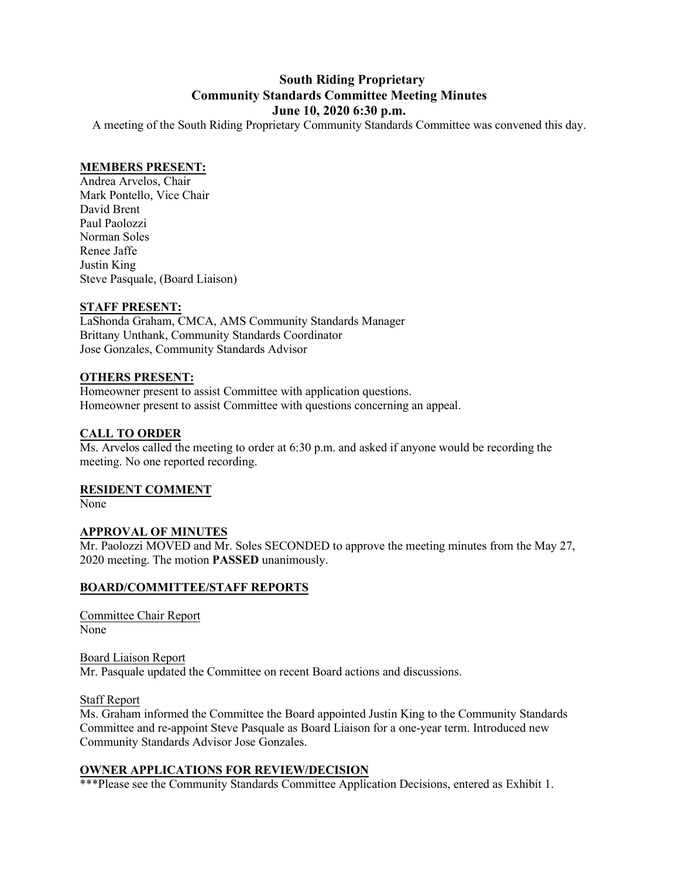# South Riding Proprietary
## Community Standards Committee Meeting Minutes
### June 10, 2020 6:30 p.m.

A meeting of the South Riding Proprietary Community Standards Committee was convened this day.

**MEMBERS PRESENT:**

Andrea Arvelos, Chair
Mark Pontello, Vice Chair
David Brent
Paul Paolozzi
Norman Soles
Renee Jaffe
Justin King
Steve Pasquale, (Board Liaison)

**STAFF PRESENT:**

LaShonda Graham, CMCA, AMS Community Standards Manager
Brittany Unthank, Community Standards Coordinator
Jose Gonzales, Community Standards Advisor

**OTHERS PRESENT:**

Homeowner present to assist Committee with application questions.
Homeowner present to assist Committee with questions concerning an appeal.

**CALL TO ORDER**

Ms. Arvelos called the meeting to order at 6:30 p.m. and asked if anyone would be recording the meeting. No one reported recording.

**RESIDENT COMMENT**

None

**APPROVAL OF MINUTES**

Mr. Paolozzi MOVED and Mr. Soles SECONDED to approve the meeting minutes from the May 27, 2020 meeting. The motion **PASSED** unanimously.

**BOARD/COMMITTEE/STAFF REPORTS**

Committee Chair Report
None

Board Liaison Report
Mr. Pasquale updated the Committee on recent Board actions and discussions.

Staff Report
Ms. Graham informed the Committee the Board appointed Justin King to the Community Standards Committee and re-appoint Steve Pasquale as Board Liaison for a one-year term. Introduced new Community Standards Advisor Jose Gonzales.

**OWNER APPLICATIONS FOR REVIEW/DECISION**

***Please see the Community Standards Committee Application Decisions, entered as Exhibit 1.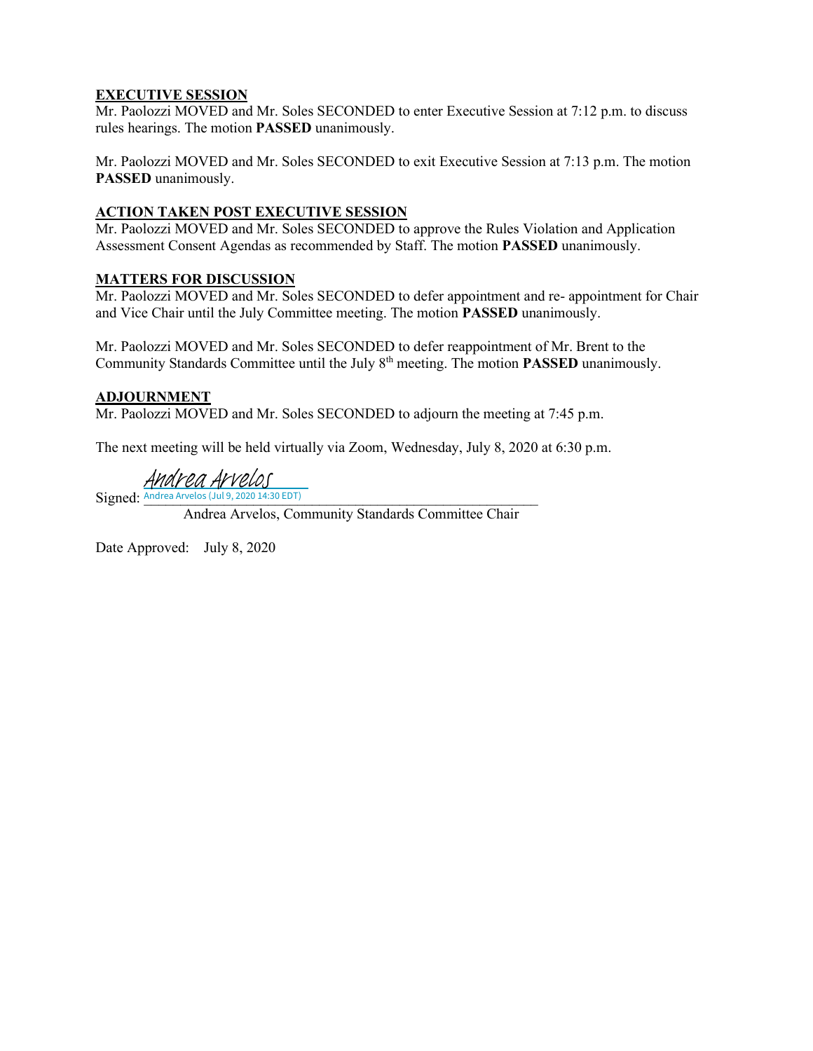## EXECUTIVE SESSION

Mr. Paolozzi MOVED and Mr. Soles SECONDED to enter Executive Session at 7:12 p.m. to discuss rules hearings. The motion **PASSED** unanimously.

Mr. Paolozzi MOVED and Mr. Soles SECONDED to exit Executive Session at 7:13 p.m. The motion **PASSED** unanimously.

## ACTION TAKEN POST EXECUTIVE SESSION

Mr. Paolozzi MOVED and Mr. Soles SECONDED to approve the Rules Violation and Application Assessment Consent Agendas as recommended by Staff. The motion **PASSED** unanimously.

## MATTERS FOR DISCUSSION

Mr. Paolozzi MOVED and Mr. Soles SECONDED to defer appointment and re- appointment for Chair and Vice Chair until the July Committee meeting. The motion **PASSED** unanimously.

Mr. Paolozzi MOVED and Mr. Soles SECONDED to defer reappointment of Mr. Brent to the Community Standards Committee until the July 8th meeting. The motion **PASSED** unanimously.

## ADJOURNMENT

Mr. Paolozzi MOVED and Mr. Soles SECONDED to adjourn the meeting at 7:45 p.m.

The next meeting will be held virtually via Zoom, Wednesday, July 8, 2020 at 6:30 p.m.

Signed: Andrea Arvelos
Andrea Arvelos (Jul 9, 2020 14:30 EDT)

Andrea Arvelos, Community Standards Committee Chair

Date Approved: July 8, 2020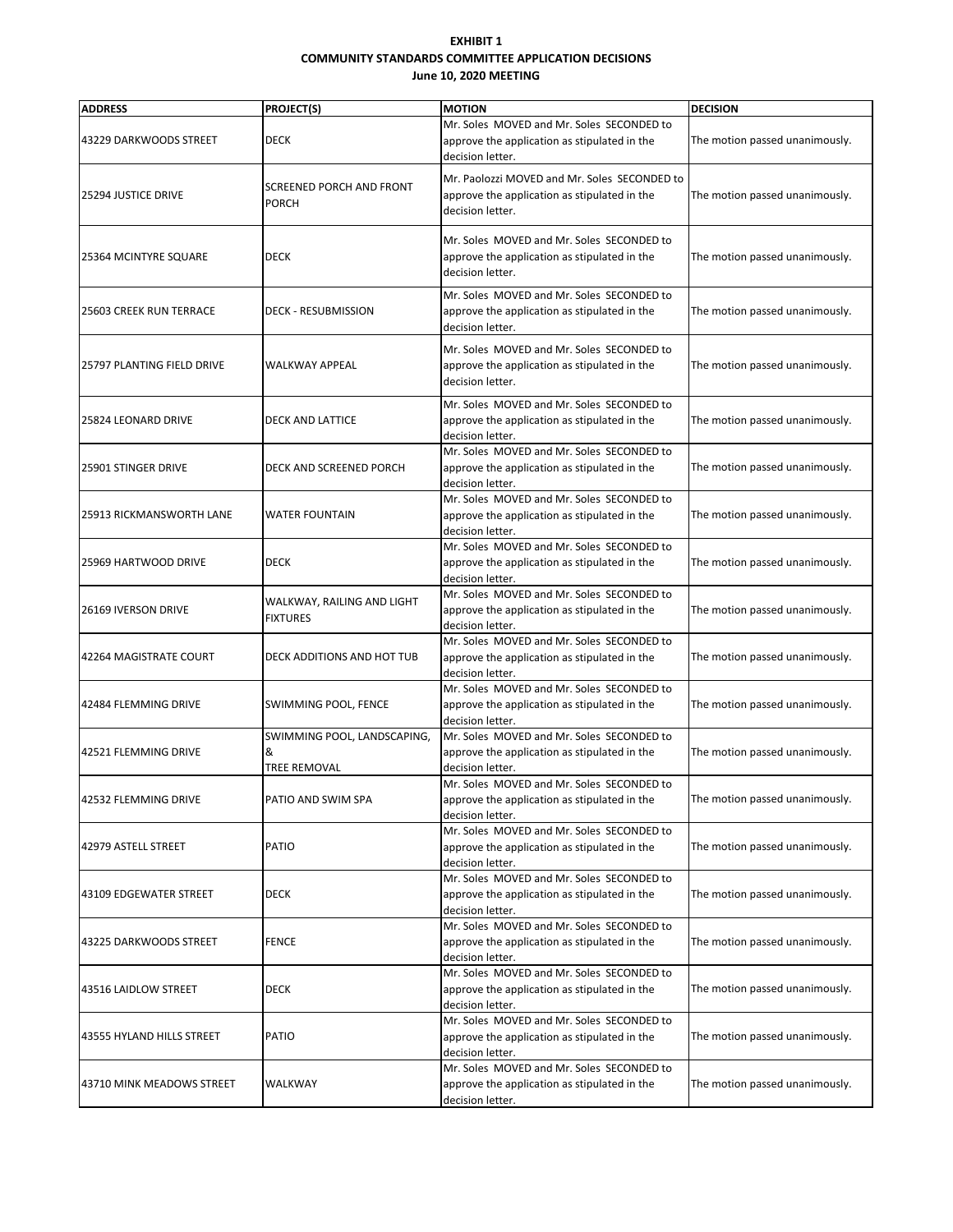**EXHIBIT 1**
**COMMUNITY STANDARDS COMMITTEE APPLICATION DECISIONS**
**June 10, 2020 MEETING**

| ADDRESS | PROJECT(S) | MOTION | DECISION |
|---|---|---|---|
| 43229 DARKWOODS STREET | DECK | Mr. Soles MOVED and Mr. Soles SECONDED to approve the application as stipulated in the decision letter. | The motion passed unanimously. |
| 25294 JUSTICE DRIVE | SCREENED PORCH AND FRONT PORCH | Mr. Paolozzi MOVED and Mr. Soles SECONDED to approve the application as stipulated in the decision letter. | The motion passed unanimously. |
| 25364 MCINTYRE SQUARE | DECK | Mr. Soles MOVED and Mr. Soles SECONDED to approve the application as stipulated in the decision letter. | The motion passed unanimously. |
| 25603 CREEK RUN TERRACE | DECK - RESUBMISSION | Mr. Soles MOVED and Mr. Soles SECONDED to approve the application as stipulated in the decision letter. | The motion passed unanimously. |
| 25797 PLANTING FIELD DRIVE | WALKWAY APPEAL | Mr. Soles MOVED and Mr. Soles SECONDED to approve the application as stipulated in the decision letter. | The motion passed unanimously. |
| 25824 LEONARD DRIVE | DECK AND LATTICE | Mr. Soles MOVED and Mr. Soles SECONDED to approve the application as stipulated in the decision letter. | The motion passed unanimously. |
| 25901 STINGER DRIVE | DECK AND SCREENED PORCH | Mr. Soles MOVED and Mr. Soles SECONDED to approve the application as stipulated in the decision letter. | The motion passed unanimously. |
| 25913 RICKMANSWORTH LANE | WATER FOUNTAIN | Mr. Soles MOVED and Mr. Soles SECONDED to approve the application as stipulated in the decision letter. | The motion passed unanimously. |
| 25969 HARTWOOD DRIVE | DECK | Mr. Soles MOVED and Mr. Soles SECONDED to approve the application as stipulated in the decision letter. | The motion passed unanimously. |
| 26169 IVERSON DRIVE | WALKWAY, RAILING AND LIGHT FIXTURES | Mr. Soles MOVED and Mr. Soles SECONDED to approve the application as stipulated in the decision letter. | The motion passed unanimously. |
| 42264 MAGISTRATE COURT | DECK ADDITIONS AND HOT TUB | Mr. Soles MOVED and Mr. Soles SECONDED to approve the application as stipulated in the decision letter. | The motion passed unanimously. |
| 42484 FLEMMING DRIVE | SWIMMING POOL, FENCE | Mr. Soles MOVED and Mr. Soles SECONDED to approve the application as stipulated in the decision letter. | The motion passed unanimously. |
| 42521 FLEMMING DRIVE | SWIMMING POOL, LANDSCAPING, & TREE REMOVAL | Mr. Soles MOVED and Mr. Soles SECONDED to approve the application as stipulated in the decision letter. | The motion passed unanimously. |
| 42532 FLEMMING DRIVE | PATIO AND SWIM SPA | Mr. Soles MOVED and Mr. Soles SECONDED to approve the application as stipulated in the decision letter. | The motion passed unanimously. |
| 42979 ASTELL STREET | PATIO | Mr. Soles MOVED and Mr. Soles SECONDED to approve the application as stipulated in the decision letter. | The motion passed unanimously. |
| 43109 EDGEWATER STREET | DECK | Mr. Soles MOVED and Mr. Soles SECONDED to approve the application as stipulated in the decision letter. | The motion passed unanimously. |
| 43225 DARKWOODS STREET | FENCE | Mr. Soles MOVED and Mr. Soles SECONDED to approve the application as stipulated in the decision letter. | The motion passed unanimously. |
| 43516 LAIDLOW STREET | DECK | Mr. Soles MOVED and Mr. Soles SECONDED to approve the application as stipulated in the decision letter. | The motion passed unanimously. |
| 43555 HYLAND HILLS STREET | PATIO | Mr. Soles MOVED and Mr. Soles SECONDED to approve the application as stipulated in the decision letter. | The motion passed unanimously. |
| 43710 MINK MEADOWS STREET | WALKWAY | Mr. Soles MOVED and Mr. Soles SECONDED to approve the application as stipulated in the decision letter. | The motion passed unanimously. |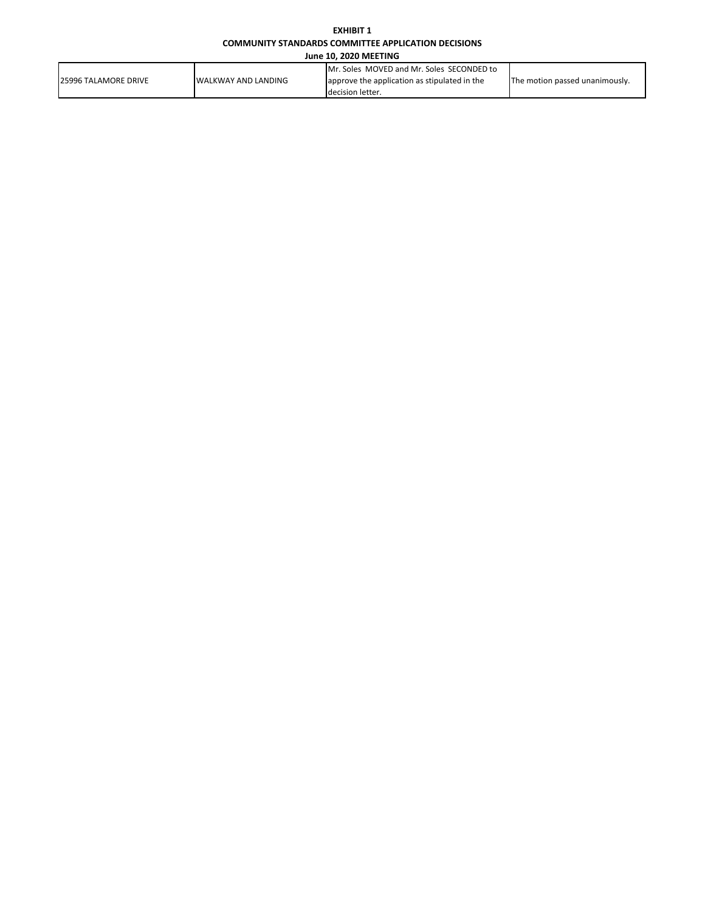**EXHIBIT 1**
**COMMUNITY STANDARDS COMMITTEE APPLICATION DECISIONS**
**June 10, 2020 MEETING**

| | | | |
|---|---|---|---|
| 25996 TALAMORE DRIVE | WALKWAY AND LANDING | Mr. Soles MOVED and Mr. Soles SECONDED to approve the application as stipulated in the decision letter. | The motion passed unanimously. |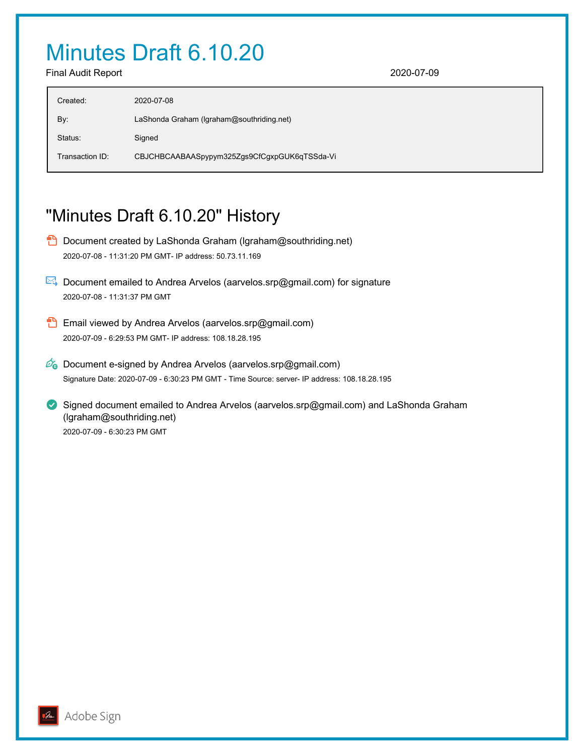# Minutes Draft 6.10.20

Final Audit Report 2020-07-09

| | |
|---|---|
| Created: | 2020-07-08 |
| By: | LaShonda Graham (lgraham@southriding.net) |
| Status: | Signed |
| Transaction ID: | CBJCHBCAABAASpypym325Zgs9CfCgxpGUK6qTSSda-Vi |

## "Minutes Draft 6.10.20" History

- Document created by LaShonda Graham (lgraham@southriding.net)
  2020-07-08 - 11:31:20 PM GMT- IP address: 50.73.11.169

- Document emailed to Andrea Arvelos (aarvelos.srp@gmail.com) for signature
  2020-07-08 - 11:31:37 PM GMT

- Email viewed by Andrea Arvelos (aarvelos.srp@gmail.com)
  2020-07-09 - 6:29:53 PM GMT- IP address: 108.18.28.195

- Document e-signed by Andrea Arvelos (aarvelos.srp@gmail.com)
  Signature Date: 2020-07-09 - 6:30:23 PM GMT - Time Source: server- IP address: 108.18.28.195

- Signed document emailed to Andrea Arvelos (aarvelos.srp@gmail.com) and LaShonda Graham (lgraham@southriding.net)
  2020-07-09 - 6:30:23 PM GMT

Adobe Sign